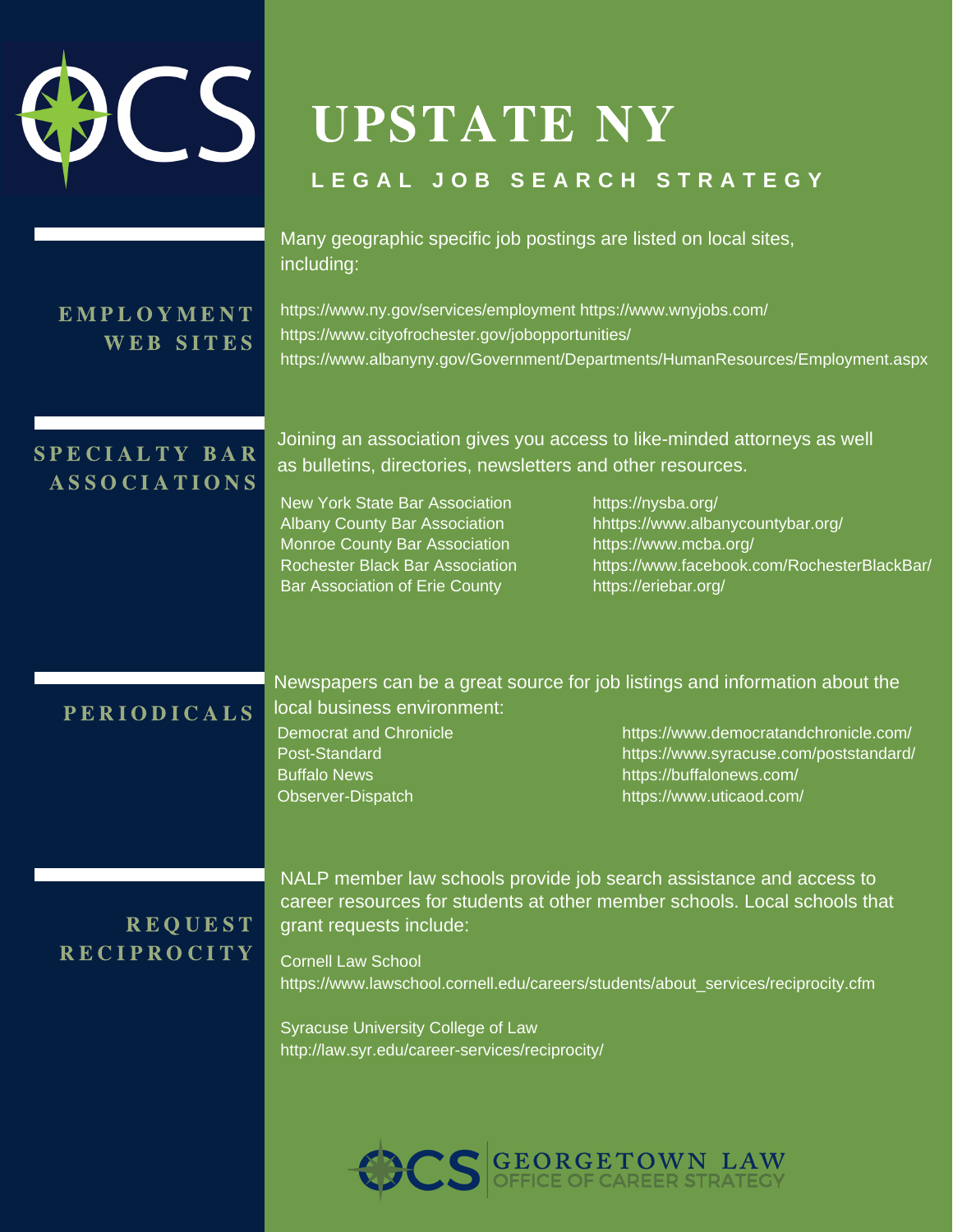# UPSTATE NY

## LEGAL JOB SEARCH STRATEGY

### EMPLOYMENT WEB SITES

Many geographic specific job postings are listed on local sites, including:

https://www.ny.gov/services/employment https://www.wnyjobs.com/
https://www.cityofrochester.gov/jobopportunities/
https://www.albanyny.gov/Government/Departments/HumanResources/Employment.aspx

### SPECIALTY BAR ASSOCIATIONS

Joining an association gives you access to like-minded attorneys as well as bulletins, directories, newsletters and other resources.

| | |
|---|---|
| New York State Bar Association | https://nysba.org/ |
| Albany County Bar Association | hhttps://www.albanycountybar.org/ |
| Monroe County Bar Association | https://www.mcba.org/ |
| Rochester Black Bar Association | https://www.facebook.com/RochesterBlackBar/ |
| Bar Association of Erie County | https://eriebar.org/ |

### PERIODICALS

Newspapers can be a great source for job listings and information about the local business environment:

| | |
|---|---|
| Democrat and Chronicle | https://www.democratandchronicle.com/ |
| Post-Standard | https://www.syracuse.com/poststandard/ |
| Buffalo News | https://buffalonews.com/ |
| Observer-Dispatch | https://www.uticaod.com/ |

### REQUEST RECIPROCITY

NALP member law schools provide job search assistance and access to career resources for students at other member schools. Local schools that grant requests include:

Cornell Law School
https://www.lawschool.cornell.edu/careers/students/about_services/reciprocity.cfm

Syracuse University College of Law
http://law.syr.edu/career-services/reciprocity/

GEORGETOWN LAW OFFICE OF CAREER STRATEGY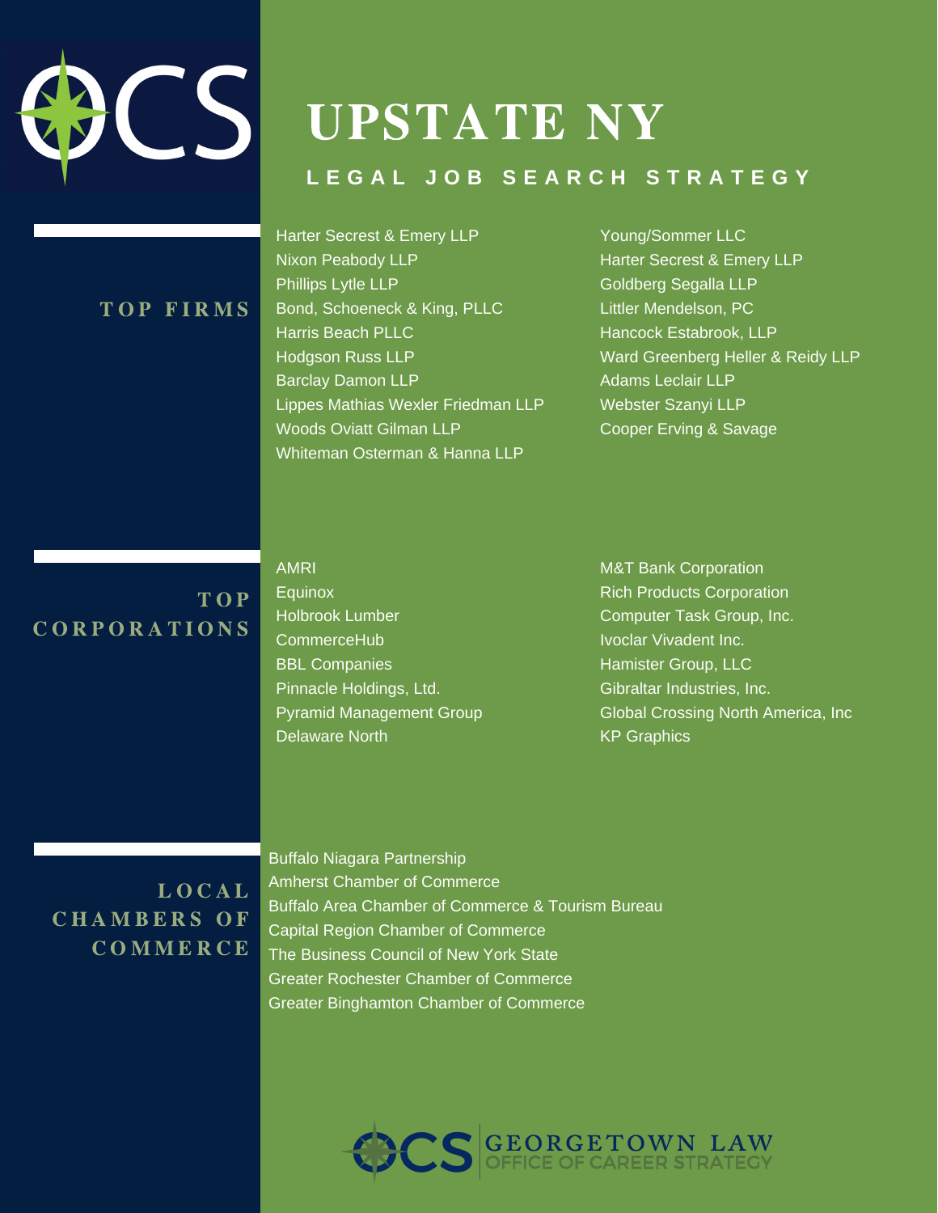# UPSTATE NY

## LEGAL JOB SEARCH STRATEGY

### TOP FIRMS

- Harter Secrest & Emery LLP
- Nixon Peabody LLP
- Phillips Lytle LLP
- Bond, Schoeneck & King, PLLC
- Harris Beach PLLC
- Hodgson Russ LLP
- Barclay Damon LLP
- Lippes Mathias Wexler Friedman LLP
- Woods Oviatt Gilman LLP
- Whiteman Osterman & Hanna LLP
- Young/Sommer LLC
- Harter Secrest & Emery LLP
- Goldberg Segalla LLP
- Littler Mendelson, PC
- Hancock Estabrook, LLP
- Ward Greenberg Heller & Reidy LLP
- Adams Leclair LLP
- Webster Szanyi LLP
- Cooper Erving & Savage

### TOP CORPORATIONS

- AMRI
- Equinox
- Holbrook Lumber
- CommerceHub
- BBL Companies
- Pinnacle Holdings, Ltd.
- Pyramid Management Group
- Delaware North
- M&T Bank Corporation
- Rich Products Corporation
- Computer Task Group, Inc.
- Ivoclar Vivadent Inc.
- Hamister Group, LLC
- Gibraltar Industries, Inc.
- Global Crossing North America, Inc
- KP Graphics

### LOCAL CHAMBERS OF COMMERCE

- Buffalo Niagara Partnership
- Amherst Chamber of Commerce
- Buffalo Area Chamber of Commerce & Tourism Bureau
- Capital Region Chamber of Commerce
- The Business Council of New York State
- Greater Rochester Chamber of Commerce
- Greater Binghamton Chamber of Commerce